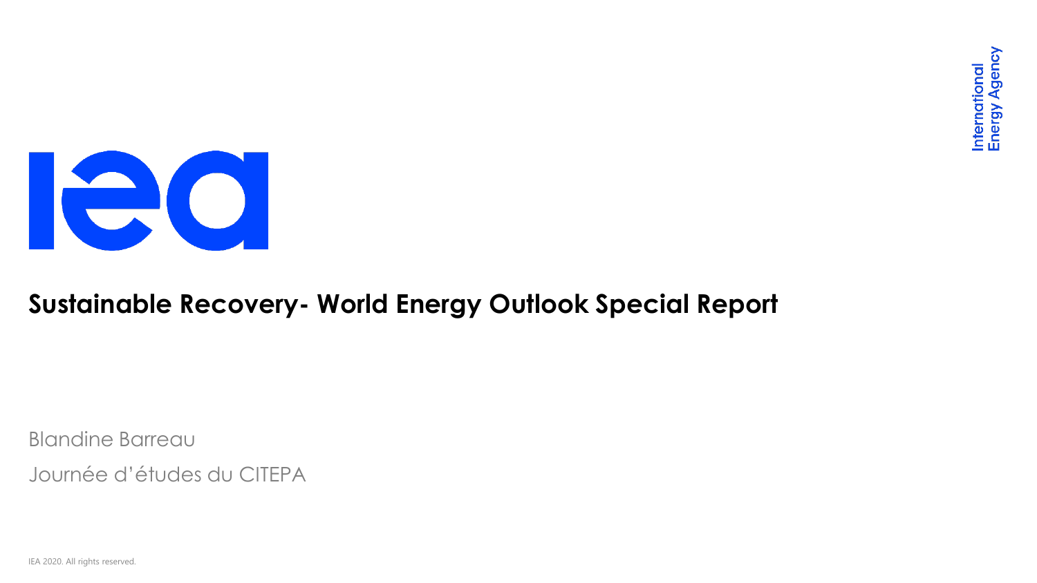International Energy Agency

# Sustainable Recovery- World Energy Outlook Special Report

Blandine Barreau

Journée d'études du CITEPA

IEA 2020. All rights reserved.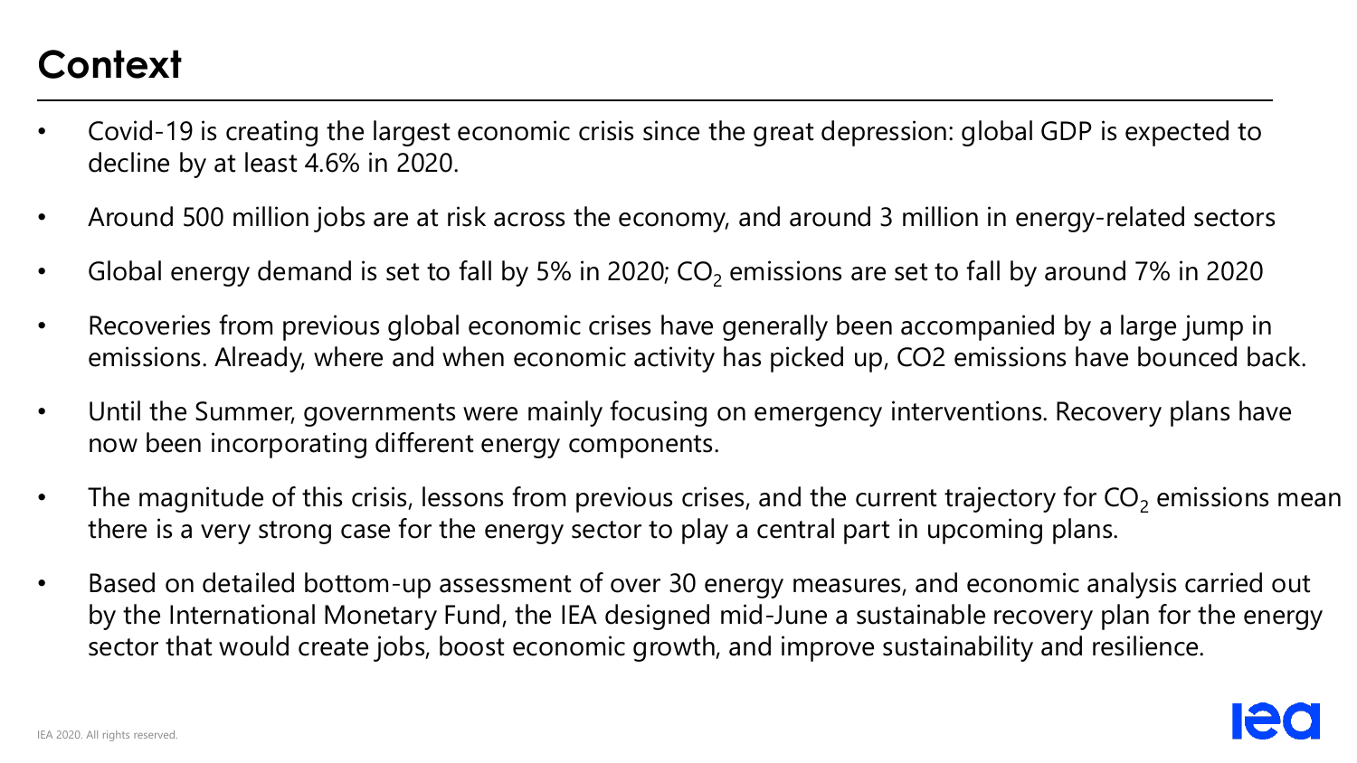# Context

- Covid-19 is creating the largest economic crisis since the great depression: global GDP is expected to decline by at least 4.6% in 2020.
- Around 500 million jobs are at risk across the economy, and around 3 million in energy-related sectors
- Global energy demand is set to fall by 5% in 2020; $CO_2$ emissions are set to fall by around 7% in 2020
- Recoveries from previous global economic crises have generally been accompanied by a large jump in emissions. Already, where and when economic activity has picked up, CO2 emissions have bounced back.
- Until the Summer, governments were mainly focusing on emergency interventions. Recovery plans have now been incorporating different energy components.
- The magnitude of this crisis, lessons from previous crises, and the current trajectory for $CO_2$ emissions mean there is a very strong case for the energy sector to play a central part in upcoming plans.
- Based on detailed bottom-up assessment of over 30 energy measures, and economic analysis carried out by the International Monetary Fund, the IEA designed mid-June a sustainable recovery plan for the energy sector that would create jobs, boost economic growth, and improve sustainability and resilience.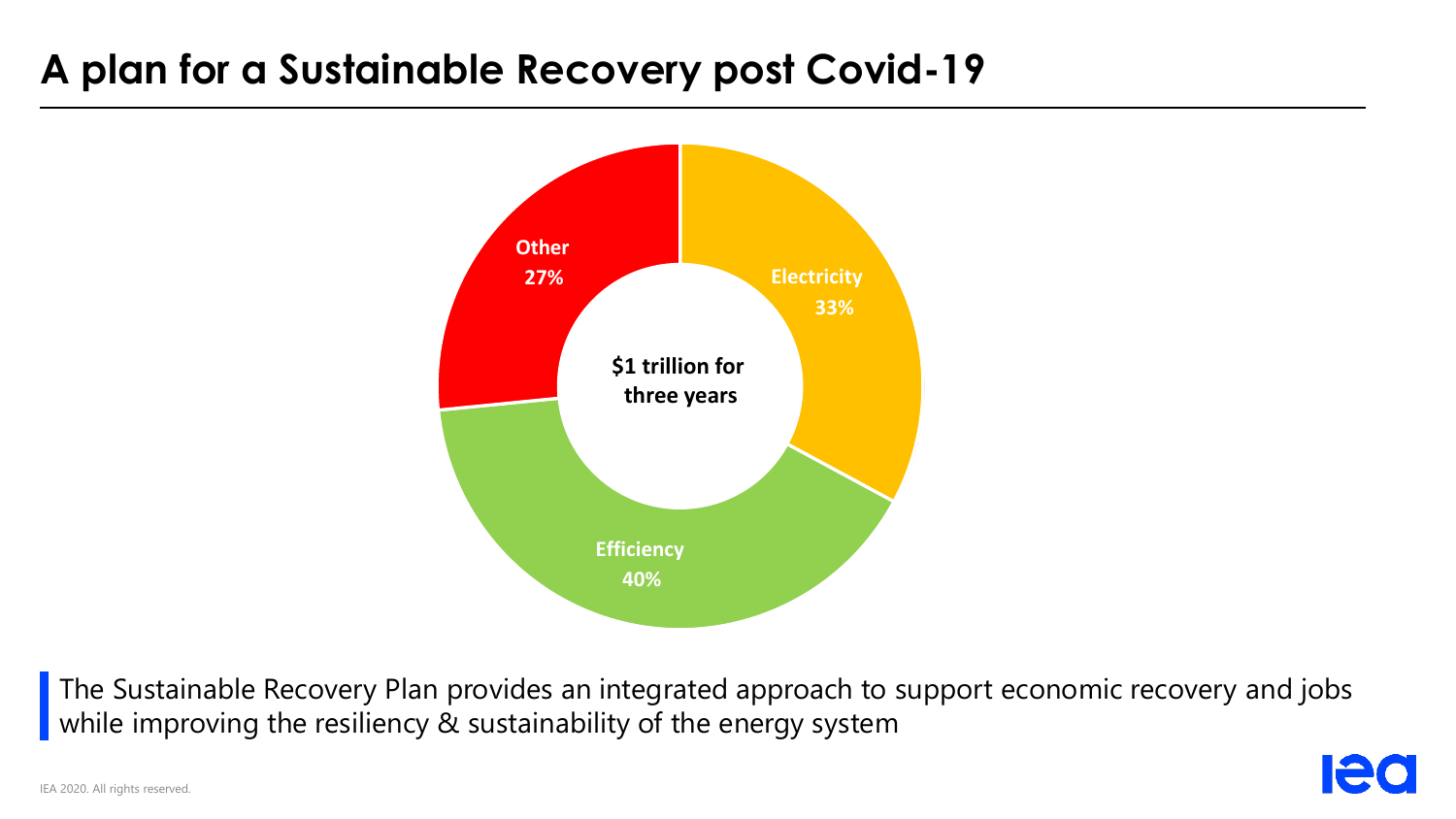# A plan for a Sustainable Recovery post Covid-19

$1 trillion for three years

Other 27%

Electricity 33%

Efficiency 40%

The Sustainable Recovery Plan provides an integrated approach to support economic recovery and jobs while improving the resiliency & sustainability of the energy system

IEA 2020. All rights reserved.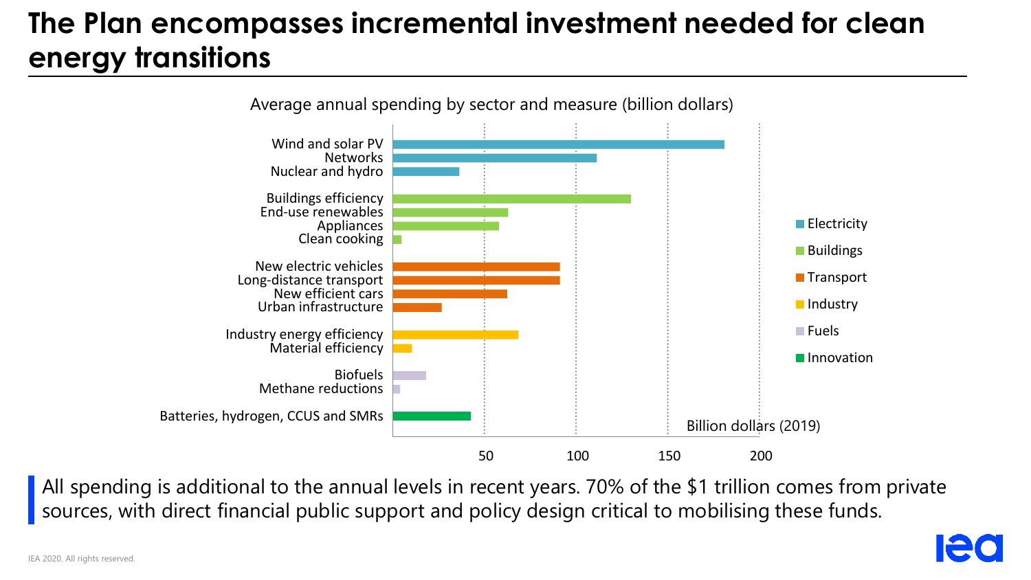# The Plan encompasses incremental investment needed for clean energy transitions

Average annual spending by sector and measure (billion dollars)

| Sector | Measure | Billion dollars (2019) |
|---|---|---|
| Electricity | Wind and solar PV | ~180 |
| Electricity | Networks | ~111 |
| Electricity | Nuclear and hydro | ~36 |
| Buildings | Buildings efficiency | ~130 |
| Buildings | End-use renewables | ~63 |
| Buildings | Appliances | ~58 |
| Buildings | Clean cooking | ~5 |
| Transport | New electric vehicles | ~91 |
| Transport | Long-distance transport | ~91 |
| Transport | New efficient cars | ~62 |
| Transport | Urban infrastructure | ~27 |
| Industry | Industry energy efficiency | ~69 |
| Industry | Material efficiency | ~10 |
| Fuels | Biofuels | ~18 |
| Fuels | Methane reductions | ~4 |
| Innovation | Batteries, hydrogen, CCUS and SMRs | ~43 |

All spending is additional to the annual levels in recent years. 70% of the $1 trillion comes from private sources, with direct financial public support and policy design critical to mobilising these funds.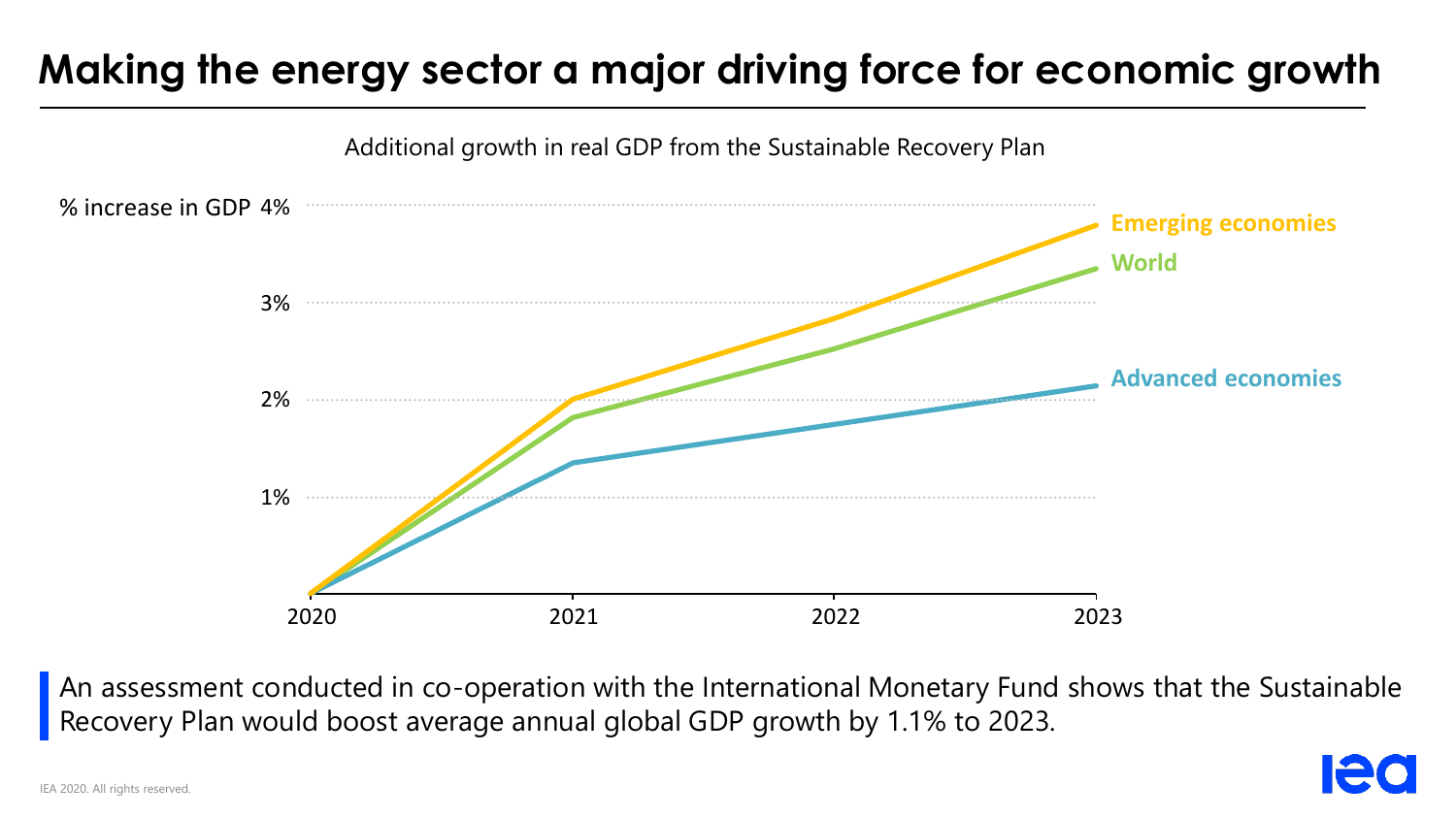# Making the energy sector a major driving force for economic growth

Additional growth in real GDP from the Sustainable Recovery Plan

An assessment conducted in co-operation with the International Monetary Fund shows that the Sustainable Recovery Plan would boost average annual global GDP growth by 1.1% to 2023.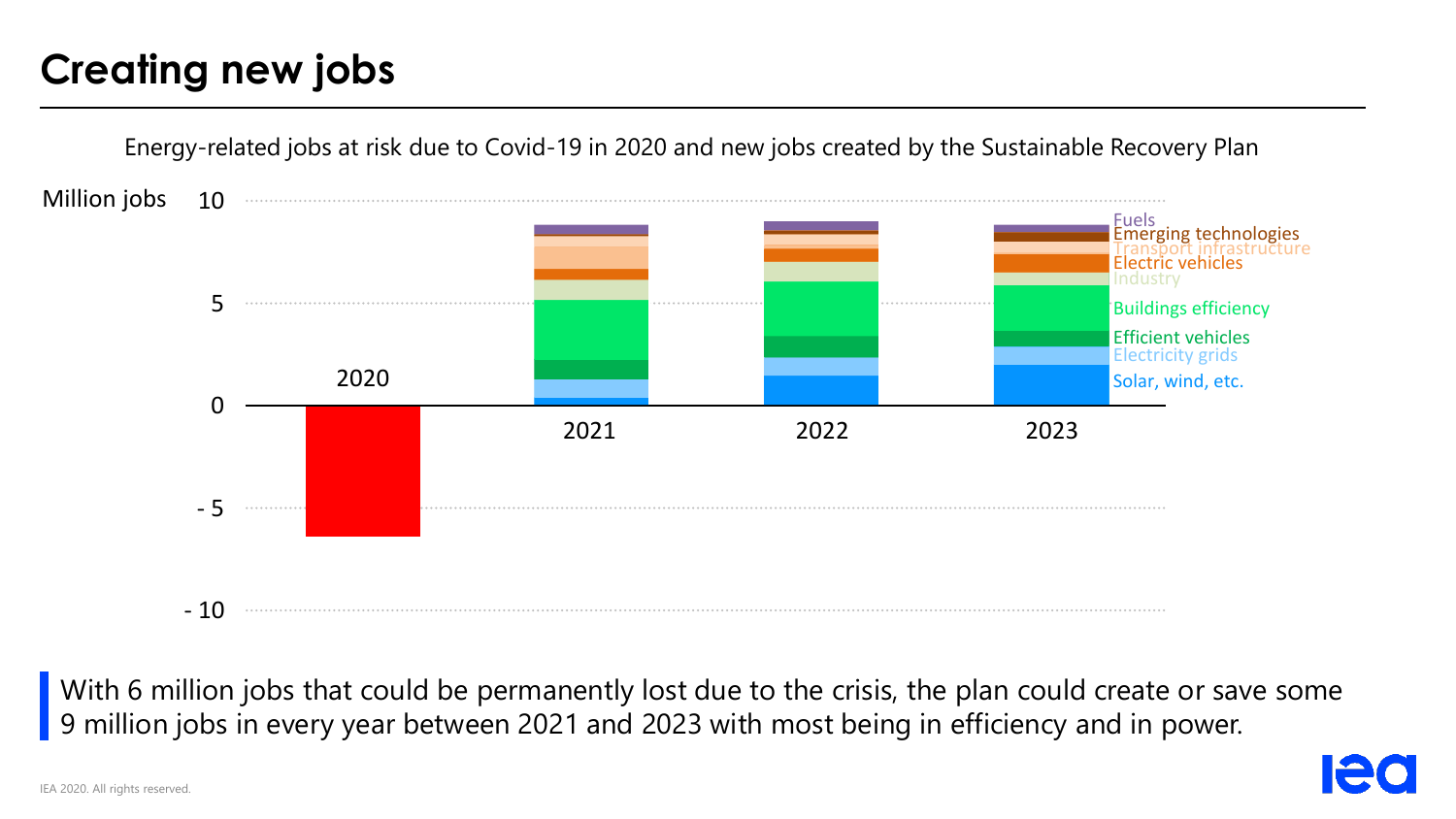# Creating new jobs

Energy-related jobs at risk due to Covid-19 in 2020 and new jobs created by the Sustainable Recovery Plan

Million jobs

10

5

0

- 5

- 10

2020

2021

2022

2023

Fuels
Emerging technologies
Transport infrastructure
Electric vehicles
Industry
Buildings efficiency
Efficient vehicles
Electricity grids
Solar, wind, etc.

With 6 million jobs that could be permanently lost due to the crisis, the plan could create or save some 9 million jobs in every year between 2021 and 2023 with most being in efficiency and in power.

IEA 2020. All rights reserved.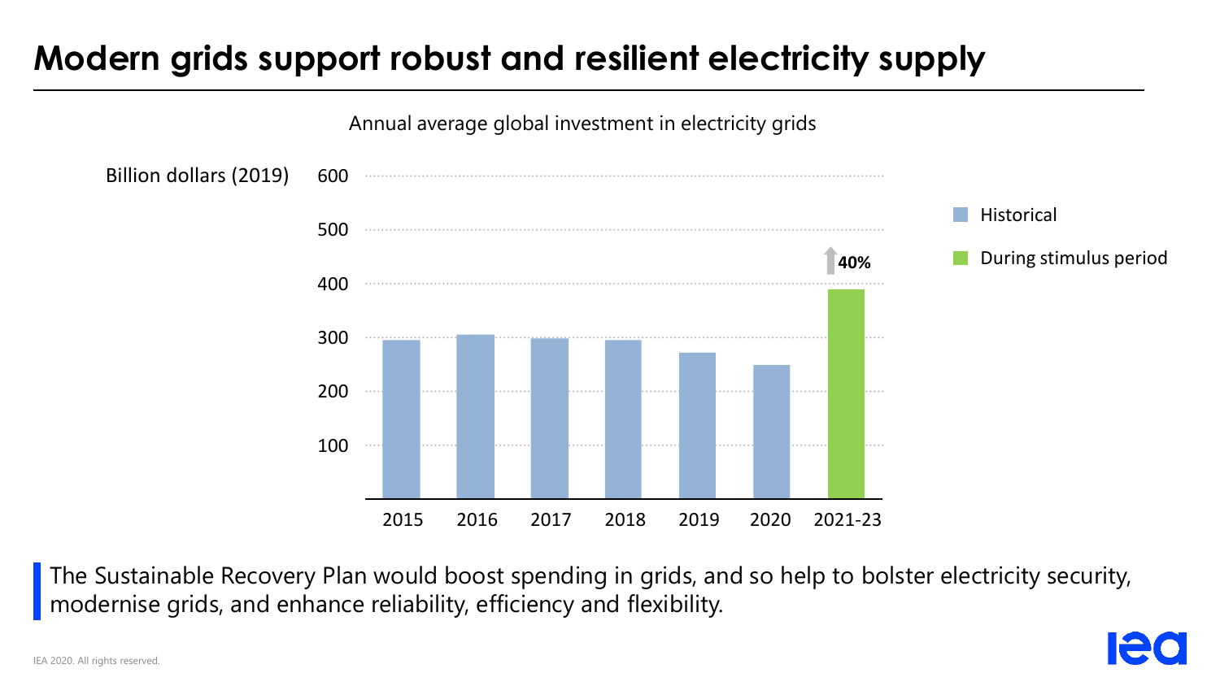# Modern grids support robust and resilient electricity supply

Annual average global investment in electricity grids

Billion dollars (2019)

| Year | Historical | During stimulus period |
|---|---|---|
| 2015 | ~295 | |
| 2016 | ~305 | |
| 2017 | ~298 | |
| 2018 | ~295 | |
| 2019 | ~272 | |
| 2020 | ~249 | |
| 2021-23 | | ~390 (↑40%) |

The Sustainable Recovery Plan would boost spending in grids, and so help to bolster electricity security, modernise grids, and enhance reliability, efficiency and flexibility.

IEA 2020. All rights reserved.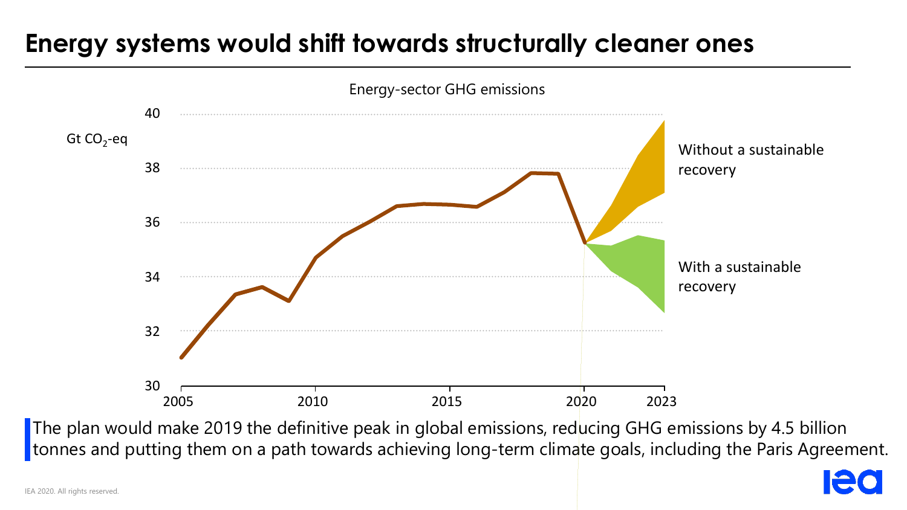# Energy systems would shift towards structurally cleaner ones

Energy-sector GHG emissions

Gt $CO_2$-eq

Without a sustainable recovery

With a sustainable recovery

The plan would make 2019 the definitive peak in global emissions, reducing GHG emissions by 4.5 billion tonnes and putting them on a path towards achieving long-term climate goals, including the Paris Agreement.

IEA 2020. All rights reserved.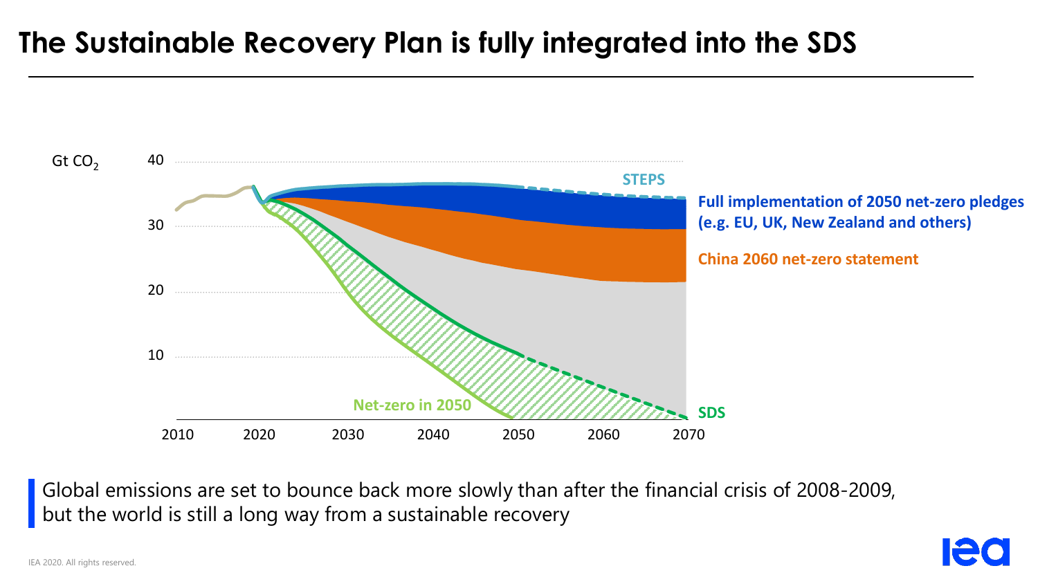# The Sustainable Recovery Plan is fully integrated into the SDS

Gt $CO_2$

40

30

20

10

2010 2020 2030 2040 2050 2060 2070

STEPS

**Full implementation of 2050 net-zero pledges (e.g. EU, UK, New Zealand and others)**

**China 2060 net-zero statement**

**Net-zero in 2050**

**SDS**

Global emissions are set to bounce back more slowly than after the financial crisis of 2008-2009, but the world is still a long way from a sustainable recovery

IEA 2020. All rights reserved.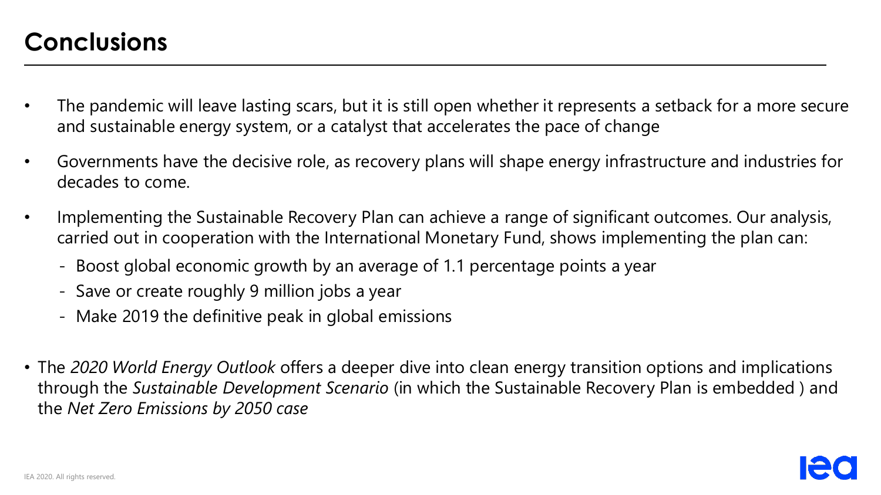# Conclusions

- The pandemic will leave lasting scars, but it is still open whether it represents a setback for a more secure and sustainable energy system, or a catalyst that accelerates the pace of change
- Governments have the decisive role, as recovery plans will shape energy infrastructure and industries for decades to come.
- Implementing the Sustainable Recovery Plan can achieve a range of significant outcomes. Our analysis, carried out in cooperation with the International Monetary Fund, shows implementing the plan can:
  - Boost global economic growth by an average of 1.1 percentage points a year
  - Save or create roughly 9 million jobs a year
  - Make 2019 the definitive peak in global emissions
- The *2020 World Energy Outlook* offers a deeper dive into clean energy transition options and implications through the *Sustainable Development Scenario* (in which the Sustainable Recovery Plan is embedded ) and the *Net Zero Emissions by 2050 case*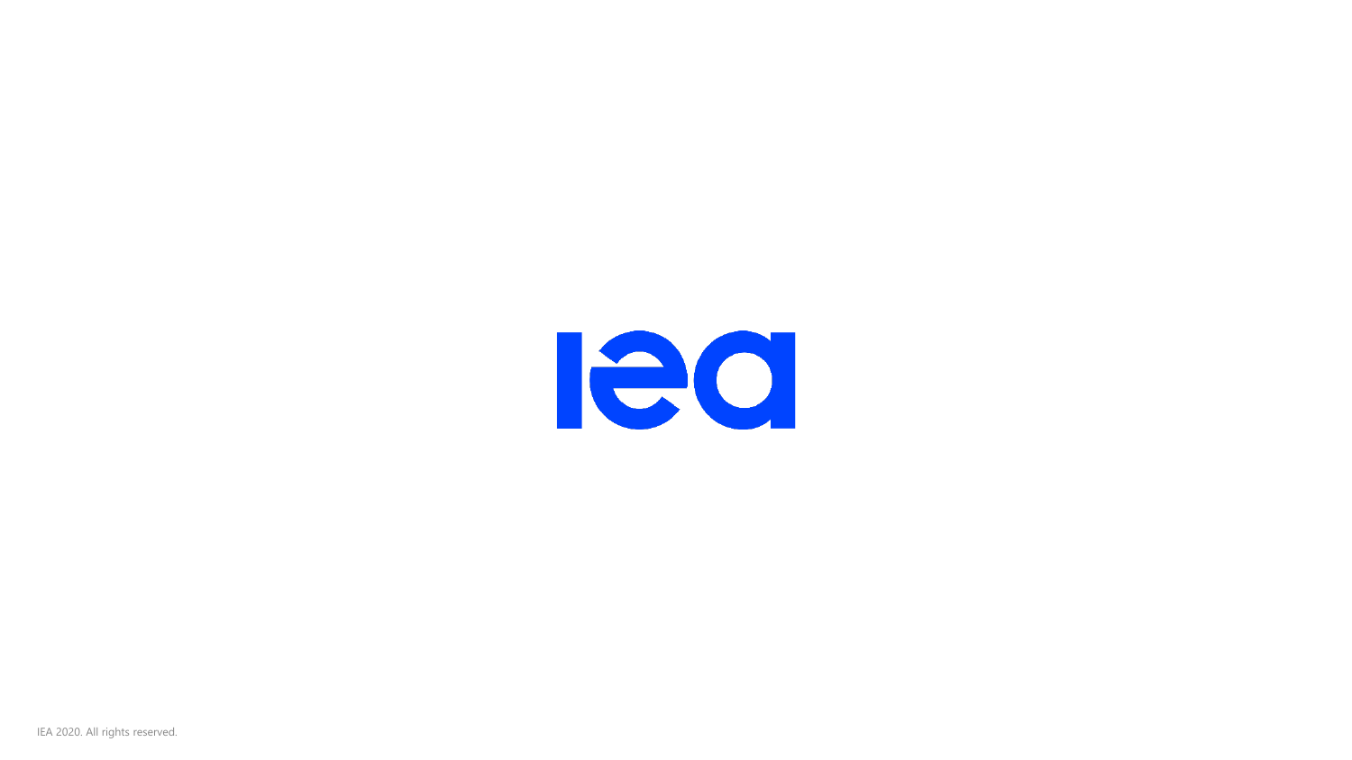iea

IEA 2020. All rights reserved.